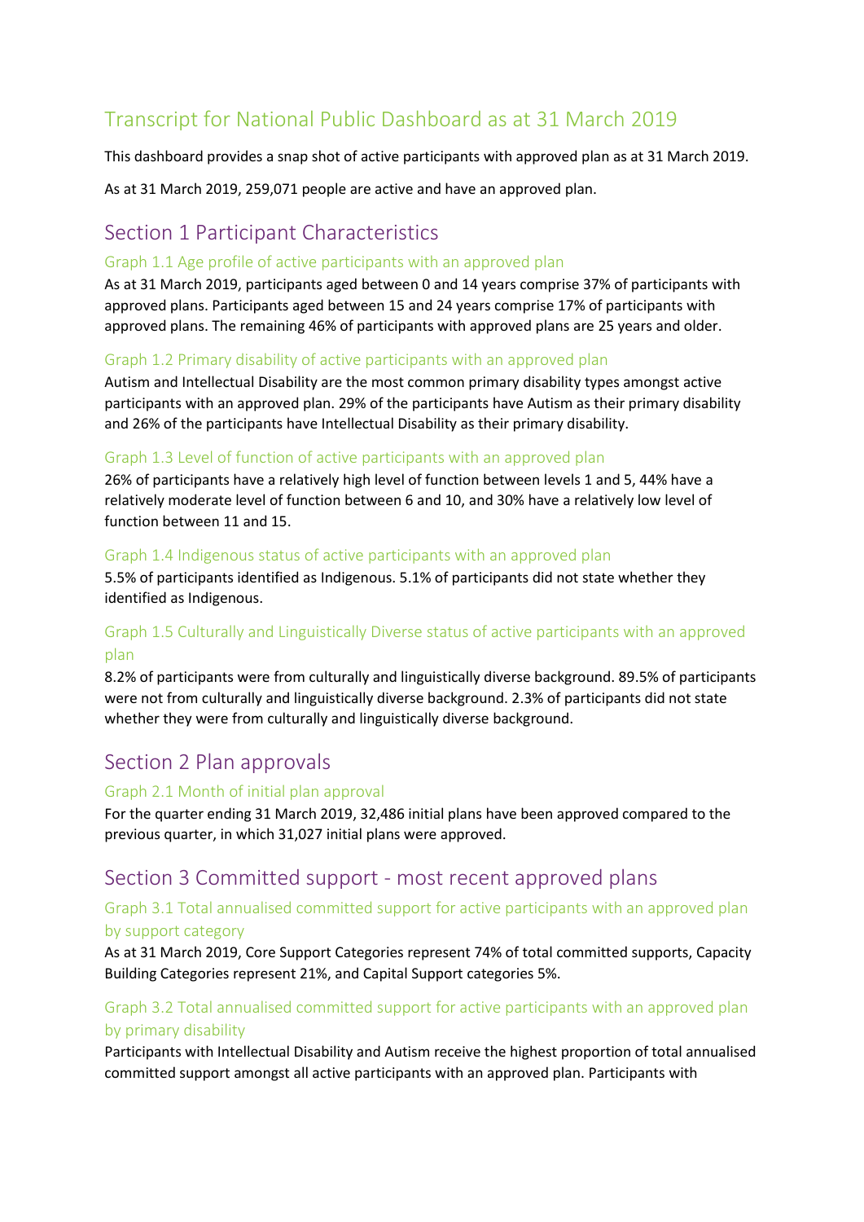# Transcript for National Public Dashboard as at 31 March 2019

This dashboard provides a snap shot of active participants with approved plan as at 31 March 2019.

As at 31 March 2019, 259,071 people are active and have an approved plan.

## Section 1 Participant Characteristics

### Graph 1.1 Age profile of active participants with an approved plan

As at 31 March 2019, participants aged between 0 and 14 years comprise 37% of participants with approved plans. Participants aged between 15 and 24 years comprise 17% of participants with approved plans. The remaining 46% of participants with approved plans are 25 years and older.

### Graph 1.2 Primary disability of active participants with an approved plan

Autism and Intellectual Disability are the most common primary disability types amongst active participants with an approved plan. 29% of the participants have Autism as their primary disability and 26% of the participants have Intellectual Disability as their primary disability.

### Graph 1.3 Level of function of active participants with an approved plan

26% of participants have a relatively high level of function between levels 1 and 5, 44% have a relatively moderate level of function between 6 and 10, and 30% have a relatively low level of function between 11 and 15.

### Graph 1.4 Indigenous status of active participants with an approved plan

5.5% of participants identified as Indigenous. 5.1% of participants did not state whether they identified as Indigenous.

### Graph 1.5 Culturally and Linguistically Diverse status of active participants with an approved plan

8.2% of participants were from culturally and linguistically diverse background. 89.5% of participants were not from culturally and linguistically diverse background. 2.3% of participants did not state whether they were from culturally and linguistically diverse background.

## Section 2 Plan approvals

### Graph 2.1 Month of initial plan approval

For the quarter ending 31 March 2019, 32,486 initial plans have been approved compared to the previous quarter, in which 31,027 initial plans were approved.

## Section 3 Committed support - most recent approved plans

### Graph 3.1 Total annualised committed support for active participants with an approved plan by support category

As at 31 March 2019, Core Support Categories represent 74% of total committed supports, Capacity Building Categories represent 21%, and Capital Support categories 5%.

### Graph 3.2 Total annualised committed support for active participants with an approved plan by primary disability

Participants with Intellectual Disability and Autism receive the highest proportion of total annualised committed support amongst all active participants with an approved plan. Participants with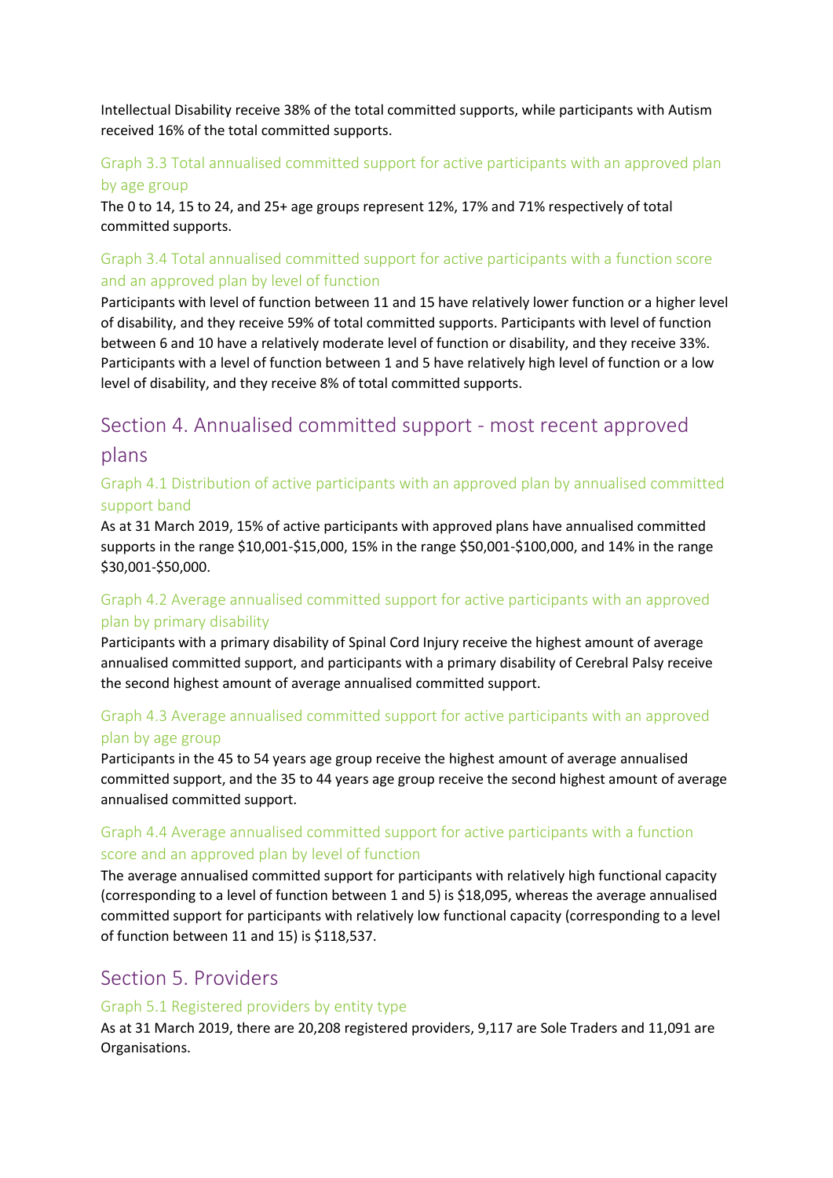Intellectual Disability receive 38% of the total committed supports, while participants with Autism received 16% of the total committed supports.

### Graph 3.3 Total annualised committed support for active participants with an approved plan by age group

The 0 to 14, 15 to 24, and 25+ age groups represent 12%, 17% and 71% respectively of total committed supports.

### Graph 3.4 Total annualised committed support for active participants with a function score and an approved plan by level of function

Participants with level of function between 11 and 15 have relatively lower function or a higher level of disability, and they receive 59% of total committed supports. Participants with level of function between 6 and 10 have a relatively moderate level of function or disability, and they receive 33%. Participants with a level of function between 1 and 5 have relatively high level of function or a low level of disability, and they receive 8% of total committed supports.

## Section 4. Annualised committed support - most recent approved plans

### Graph 4.1 Distribution of active participants with an approved plan by annualised committed support band

As at 31 March 2019, 15% of active participants with approved plans have annualised committed supports in the range $10,001-$15,000, 15% in the range $50,001-$100,000, and 14% in the range $30,001-$50,000.

### Graph 4.2 Average annualised committed support for active participants with an approved plan by primary disability

Participants with a primary disability of Spinal Cord Injury receive the highest amount of average annualised committed support, and participants with a primary disability of Cerebral Palsy receive the second highest amount of average annualised committed support.

### Graph 4.3 Average annualised committed support for active participants with an approved plan by age group

Participants in the 45 to 54 years age group receive the highest amount of average annualised committed support, and the 35 to 44 years age group receive the second highest amount of average annualised committed support.

### Graph 4.4 Average annualised committed support for active participants with a function score and an approved plan by level of function

The average annualised committed support for participants with relatively high functional capacity (corresponding to a level of function between 1 and 5) is $18,095, whereas the average annualised committed support for participants with relatively low functional capacity (corresponding to a level of function between 11 and 15) is $118,537.

## Section 5. Providers

### Graph 5.1 Registered providers by entity type

As at 31 March 2019, there are 20,208 registered providers, 9,117 are Sole Traders and 11,091 are Organisations.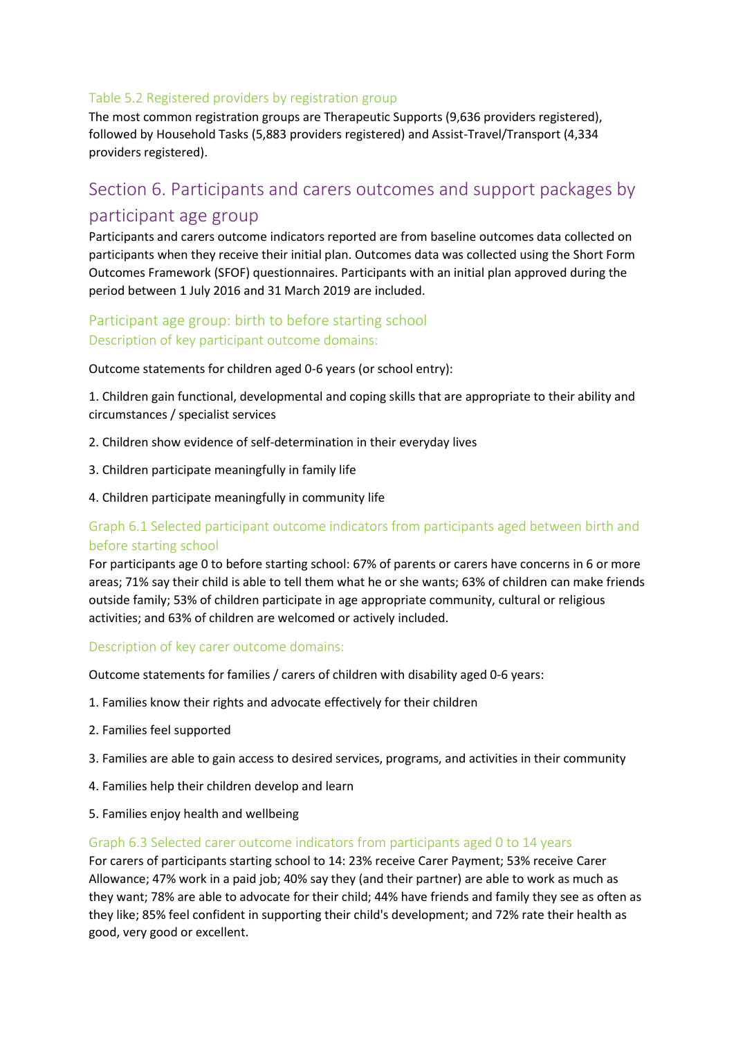### Table 5.2 Registered providers by registration group

The most common registration groups are Therapeutic Supports (9,636 providers registered), followed by Household Tasks (5,883 providers registered) and Assist-Travel/Transport (4,334 providers registered).

## Section 6. Participants and carers outcomes and support packages by participant age group

Participants and carers outcome indicators reported are from baseline outcomes data collected on participants when they receive their initial plan. Outcomes data was collected using the Short Form Outcomes Framework (SFOF) questionnaires. Participants with an initial plan approved during the period between 1 July 2016 and 31 March 2019 are included.

### Participant age group: birth to before starting school

#### Description of key participant outcome domains:

Outcome statements for children aged 0-6 years (or school entry):

1. Children gain functional, developmental and coping skills that are appropriate to their ability and circumstances / specialist services
2. Children show evidence of self-determination in their everyday lives
3. Children participate meaningfully in family life
4. Children participate meaningfully in community life

#### Graph 6.1 Selected participant outcome indicators from participants aged between birth and before starting school

For participants age 0 to before starting school: 67% of parents or carers have concerns in 6 or more areas; 71% say their child is able to tell them what he or she wants; 63% of children can make friends outside family; 53% of children participate in age appropriate community, cultural or religious activities; and 63% of children are welcomed or actively included.

#### Description of key carer outcome domains:

Outcome statements for families / carers of children with disability aged 0-6 years:

1. Families know their rights and advocate effectively for their children
2. Families feel supported
3. Families are able to gain access to desired services, programs, and activities in their community
4. Families help their children develop and learn
5. Families enjoy health and wellbeing

#### Graph 6.3 Selected carer outcome indicators from participants aged 0 to 14 years

For carers of participants starting school to 14: 23% receive Carer Payment; 53% receive Carer Allowance; 47% work in a paid job; 40% say they (and their partner) are able to work as much as they want; 78% are able to advocate for their child; 44% have friends and family they see as often as they like; 85% feel confident in supporting their child's development; and 72% rate their health as good, very good or excellent.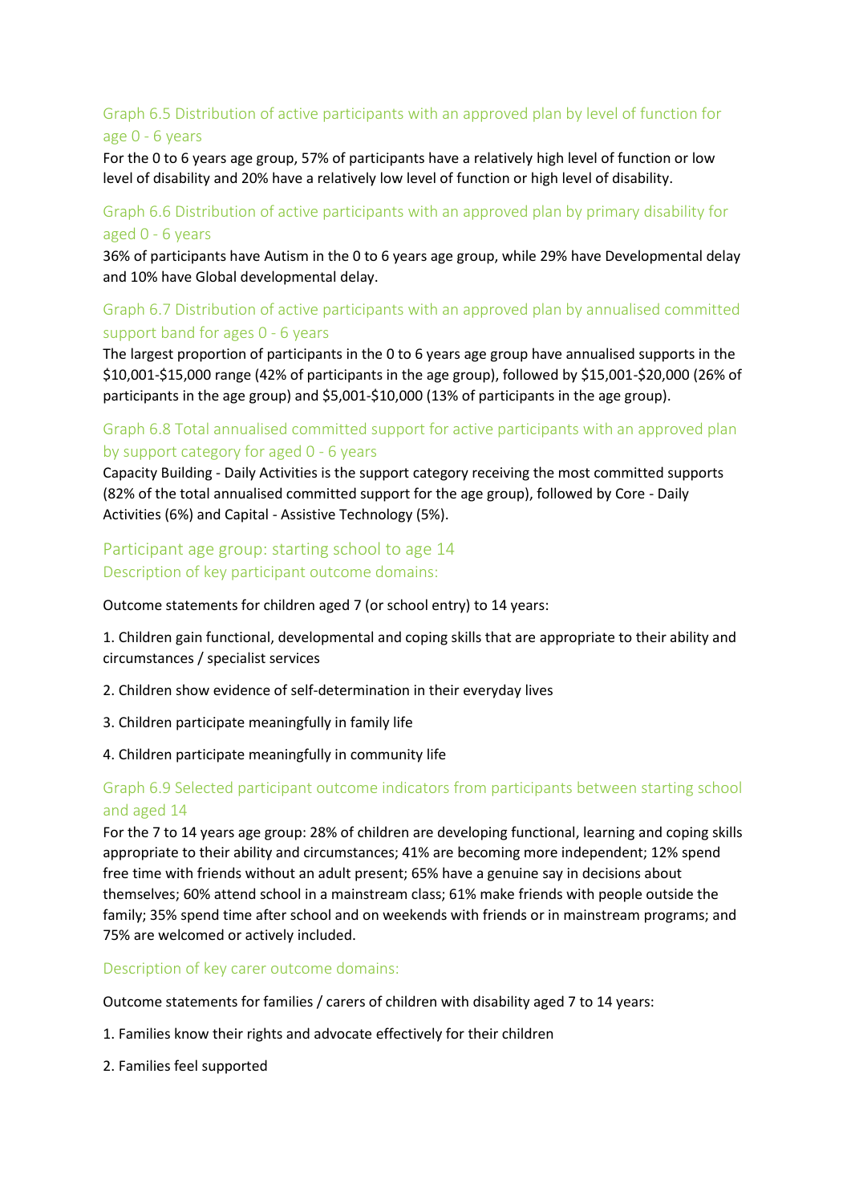### Graph 6.5 Distribution of active participants with an approved plan by level of function for age 0 - 6 years

For the 0 to 6 years age group, 57% of participants have a relatively high level of function or low level of disability and 20% have a relatively low level of function or high level of disability.

### Graph 6.6 Distribution of active participants with an approved plan by primary disability for aged 0 - 6 years

36% of participants have Autism in the 0 to 6 years age group, while 29% have Developmental delay and 10% have Global developmental delay.

### Graph 6.7 Distribution of active participants with an approved plan by annualised committed support band for ages 0 - 6 years

The largest proportion of participants in the 0 to 6 years age group have annualised supports in the $10,001-$15,000 range (42% of participants in the age group), followed by $15,001-$20,000 (26% of participants in the age group) and $5,001-$10,000 (13% of participants in the age group).

### Graph 6.8 Total annualised committed support for active participants with an approved plan by support category for aged 0 - 6 years

Capacity Building - Daily Activities is the support category receiving the most committed supports (82% of the total annualised committed support for the age group), followed by Core - Daily Activities (6%) and Capital - Assistive Technology (5%).

## Participant age group: starting school to age 14

### Description of key participant outcome domains:

Outcome statements for children aged 7 (or school entry) to 14 years:

1. Children gain functional, developmental and coping skills that are appropriate to their ability and circumstances / specialist services
2. Children show evidence of self-determination in their everyday lives
3. Children participate meaningfully in family life
4. Children participate meaningfully in community life

### Graph 6.9 Selected participant outcome indicators from participants between starting school and aged 14

For the 7 to 14 years age group: 28% of children are developing functional, learning and coping skills appropriate to their ability and circumstances; 41% are becoming more independent; 12% spend free time with friends without an adult present; 65% have a genuine say in decisions about themselves; 60% attend school in a mainstream class; 61% make friends with people outside the family; 35% spend time after school and on weekends with friends or in mainstream programs; and 75% are welcomed or actively included.

### Description of key carer outcome domains:

Outcome statements for families / carers of children with disability aged 7 to 14 years:

1. Families know their rights and advocate effectively for their children
2. Families feel supported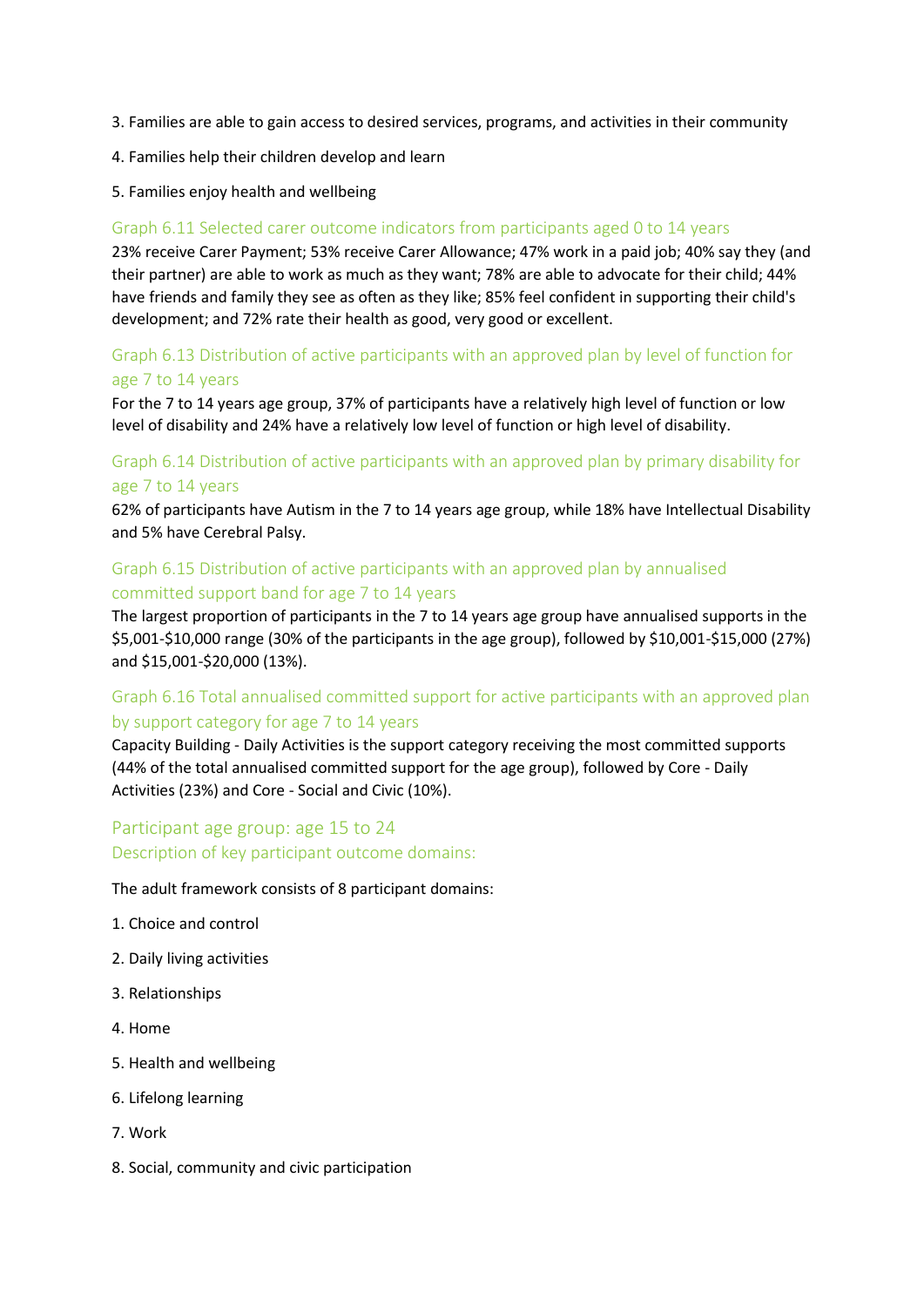3. Families are able to gain access to desired services, programs, and activities in their community

4. Families help their children develop and learn

5. Families enjoy health and wellbeing

### Graph 6.11 Selected carer outcome indicators from participants aged 0 to 14 years

23% receive Carer Payment; 53% receive Carer Allowance; 47% work in a paid job; 40% say they (and their partner) are able to work as much as they want; 78% are able to advocate for their child; 44% have friends and family they see as often as they like; 85% feel confident in supporting their child's development; and 72% rate their health as good, very good or excellent.

### Graph 6.13 Distribution of active participants with an approved plan by level of function for age 7 to 14 years

For the 7 to 14 years age group, 37% of participants have a relatively high level of function or low level of disability and 24% have a relatively low level of function or high level of disability.

### Graph 6.14 Distribution of active participants with an approved plan by primary disability for age 7 to 14 years

62% of participants have Autism in the 7 to 14 years age group, while 18% have Intellectual Disability and 5% have Cerebral Palsy.

### Graph 6.15 Distribution of active participants with an approved plan by annualised committed support band for age 7 to 14 years

The largest proportion of participants in the 7 to 14 years age group have annualised supports in the $5,001-$10,000 range (30% of the participants in the age group), followed by $10,001-$15,000 (27%) and $15,001-$20,000 (13%).

### Graph 6.16 Total annualised committed support for active participants with an approved plan by support category for age 7 to 14 years

Capacity Building - Daily Activities is the support category receiving the most committed supports (44% of the total annualised committed support for the age group), followed by Core - Daily Activities (23%) and Core - Social and Civic (10%).

## Participant age group: age 15 to 24

### Description of key participant outcome domains:

The adult framework consists of 8 participant domains:

1. Choice and control

2. Daily living activities

3. Relationships

4. Home

5. Health and wellbeing

6. Lifelong learning

7. Work

8. Social, community and civic participation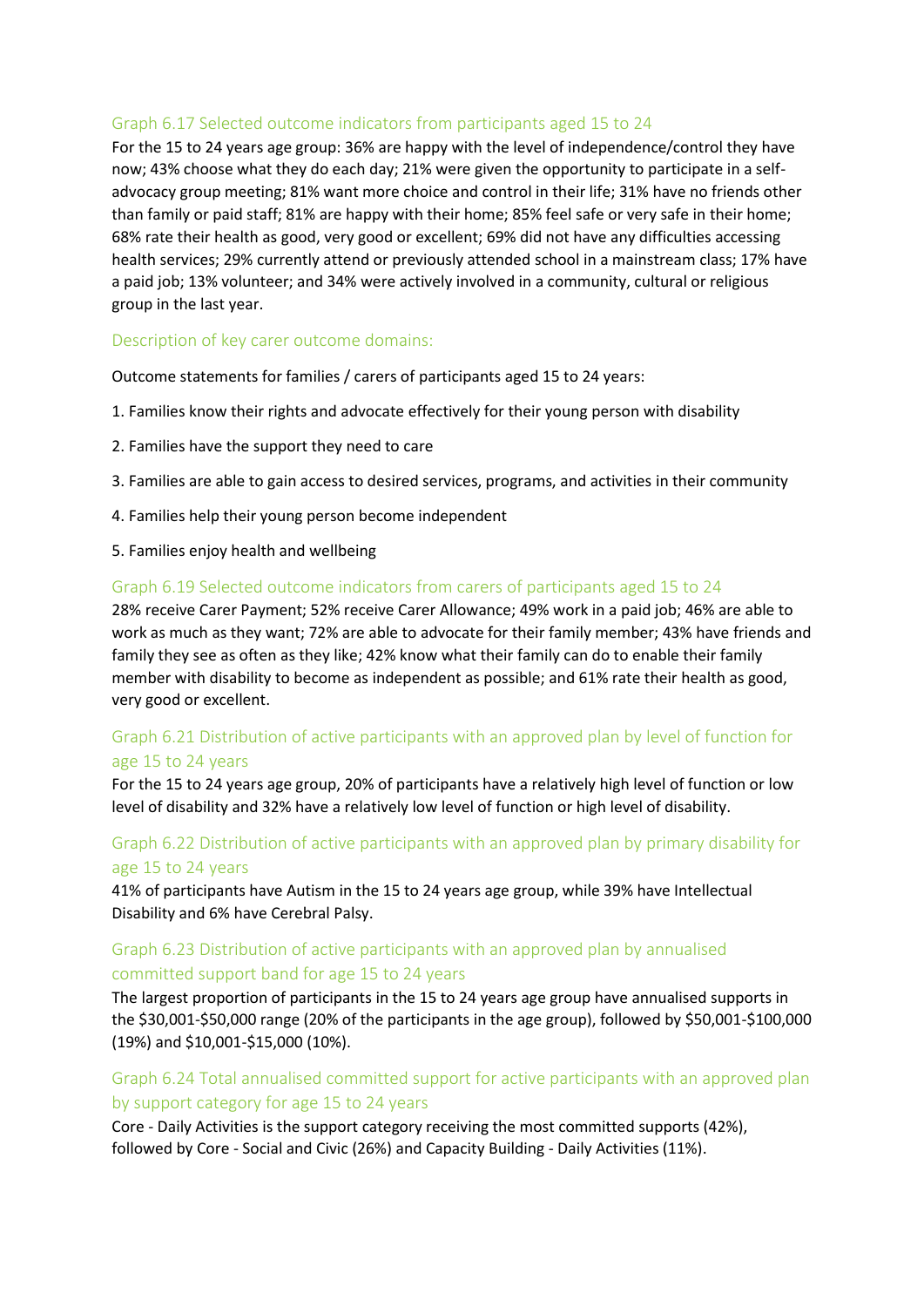### Graph 6.17 Selected outcome indicators from participants aged 15 to 24

For the 15 to 24 years age group: 36% are happy with the level of independence/control they have now; 43% choose what they do each day; 21% were given the opportunity to participate in a self-advocacy group meeting; 81% want more choice and control in their life; 31% have no friends other than family or paid staff; 81% are happy with their home; 85% feel safe or very safe in their home; 68% rate their health as good, very good or excellent; 69% did not have any difficulties accessing health services; 29% currently attend or previously attended school in a mainstream class; 17% have a paid job; 13% volunteer; and 34% were actively involved in a community, cultural or religious group in the last year.

### Description of key carer outcome domains:

Outcome statements for families / carers of participants aged 15 to 24 years:

1. Families know their rights and advocate effectively for their young person with disability
2. Families have the support they need to care
3. Families are able to gain access to desired services, programs, and activities in their community
4. Families help their young person become independent
5. Families enjoy health and wellbeing

### Graph 6.19 Selected outcome indicators from carers of participants aged 15 to 24

28% receive Carer Payment; 52% receive Carer Allowance; 49% work in a paid job; 46% are able to work as much as they want; 72% are able to advocate for their family member; 43% have friends and family they see as often as they like; 42% know what their family can do to enable their family member with disability to become as independent as possible; and 61% rate their health as good, very good or excellent.

### Graph 6.21 Distribution of active participants with an approved plan by level of function for age 15 to 24 years

For the 15 to 24 years age group, 20% of participants have a relatively high level of function or low level of disability and 32% have a relatively low level of function or high level of disability.

### Graph 6.22 Distribution of active participants with an approved plan by primary disability for age 15 to 24 years

41% of participants have Autism in the 15 to 24 years age group, while 39% have Intellectual Disability and 6% have Cerebral Palsy.

### Graph 6.23 Distribution of active participants with an approved plan by annualised committed support band for age 15 to 24 years

The largest proportion of participants in the 15 to 24 years age group have annualised supports in the $30,001-$50,000 range (20% of the participants in the age group), followed by $50,001-$100,000 (19%) and $10,001-$15,000 (10%).

### Graph 6.24 Total annualised committed support for active participants with an approved plan by support category for age 15 to 24 years

Core - Daily Activities is the support category receiving the most committed supports (42%), followed by Core - Social and Civic (26%) and Capacity Building - Daily Activities (11%).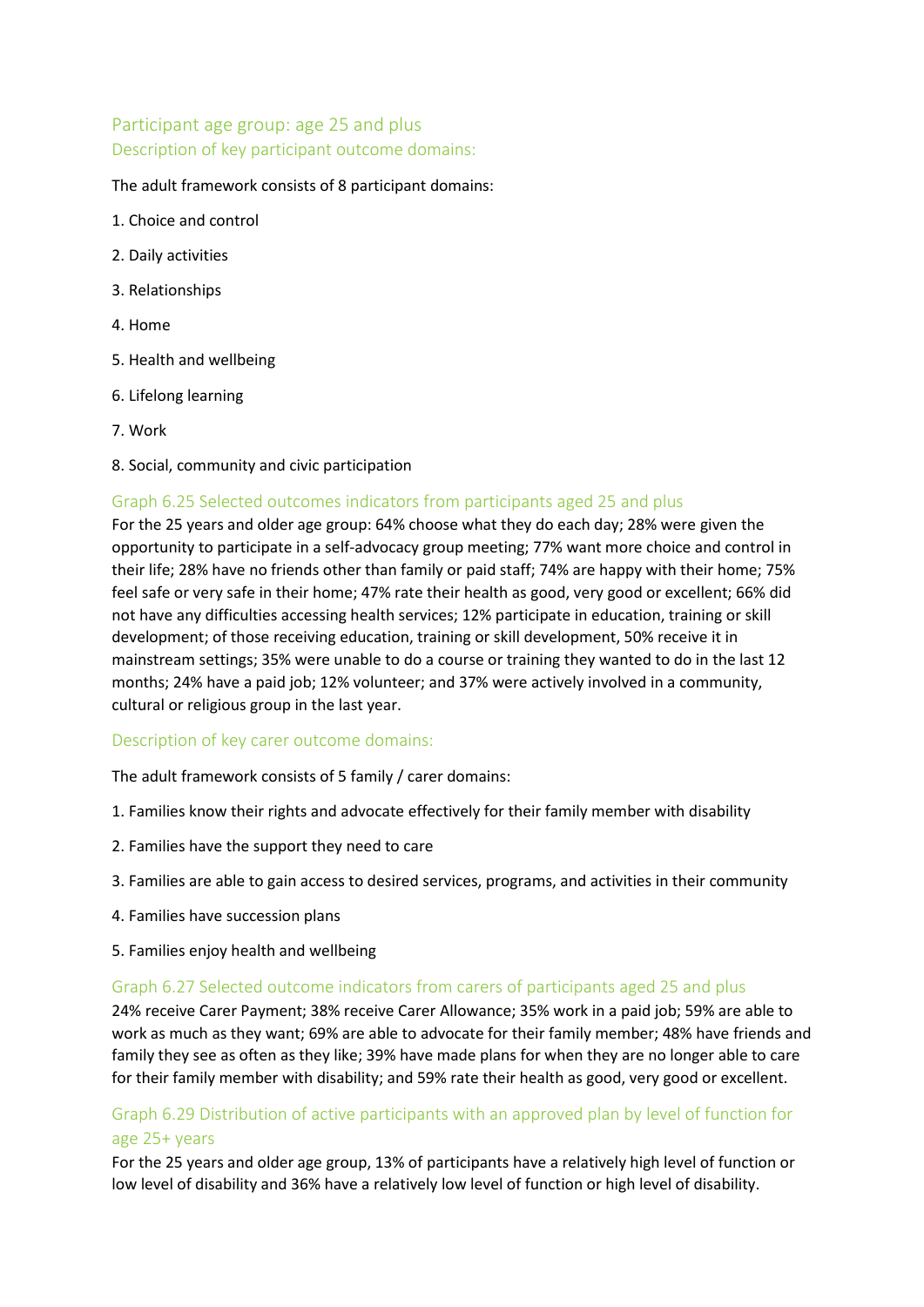## Participant age group: age 25 and plus

### Description of key participant outcome domains:

The adult framework consists of 8 participant domains:

1. Choice and control
2. Daily activities
3. Relationships
4. Home
5. Health and wellbeing
6. Lifelong learning
7. Work
8. Social, community and civic participation

### Graph 6.25 Selected outcomes indicators from participants aged 25 and plus

For the 25 years and older age group: 64% choose what they do each day; 28% were given the opportunity to participate in a self-advocacy group meeting; 77% want more choice and control in their life; 28% have no friends other than family or paid staff; 74% are happy with their home; 75% feel safe or very safe in their home; 47% rate their health as good, very good or excellent; 66% did not have any difficulties accessing health services; 12% participate in education, training or skill development; of those receiving education, training or skill development, 50% receive it in mainstream settings; 35% were unable to do a course or training they wanted to do in the last 12 months; 24% have a paid job; 12% volunteer; and 37% were actively involved in a community, cultural or religious group in the last year.

### Description of key carer outcome domains:

The adult framework consists of 5 family / carer domains:

1. Families know their rights and advocate effectively for their family member with disability
2. Families have the support they need to care
3. Families are able to gain access to desired services, programs, and activities in their community
4. Families have succession plans
5. Families enjoy health and wellbeing

### Graph 6.27 Selected outcome indicators from carers of participants aged 25 and plus

24% receive Carer Payment; 38% receive Carer Allowance; 35% work in a paid job; 59% are able to work as much as they want; 69% are able to advocate for their family member; 48% have friends and family they see as often as they like; 39% have made plans for when they are no longer able to care for their family member with disability; and 59% rate their health as good, very good or excellent.

### Graph 6.29 Distribution of active participants with an approved plan by level of function for age 25+ years

For the 25 years and older age group, 13% of participants have a relatively high level of function or low level of disability and 36% have a relatively low level of function or high level of disability.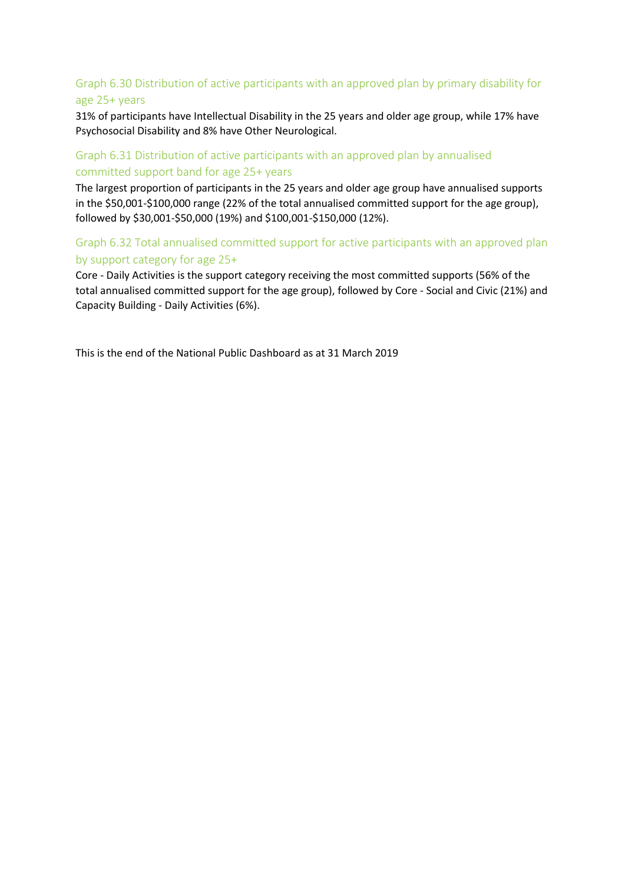### Graph 6.30 Distribution of active participants with an approved plan by primary disability for age 25+ years

31% of participants have Intellectual Disability in the 25 years and older age group, while 17% have Psychosocial Disability and 8% have Other Neurological.

### Graph 6.31 Distribution of active participants with an approved plan by annualised committed support band for age 25+ years

The largest proportion of participants in the 25 years and older age group have annualised supports in the $50,001-$100,000 range (22% of the total annualised committed support for the age group), followed by $30,001-$50,000 (19%) and $100,001-$150,000 (12%).

### Graph 6.32 Total annualised committed support for active participants with an approved plan by support category for age 25+

Core - Daily Activities is the support category receiving the most committed supports (56% of the total annualised committed support for the age group), followed by Core - Social and Civic (21%) and Capacity Building - Daily Activities (6%).

This is the end of the National Public Dashboard as at 31 March 2019